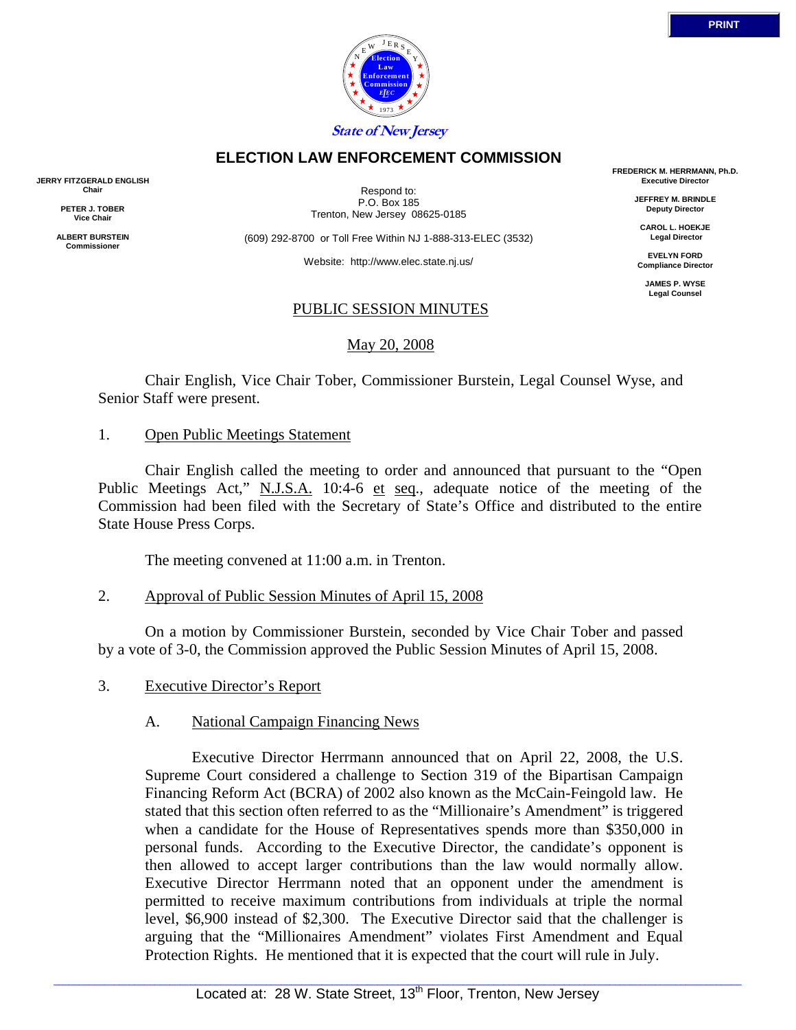State of New Jersey

# ELECTION LAW ENFORCEMENT COMMISSION

**JERRY FITZGERALD ENGLISH**
**Chair**

**PETER J. TOBER**
**Vice Chair**

**ALBERT BURSTEIN**
**Commissioner**

Respond to:
P.O. Box 185
Trenton, New Jersey 08625-0185

(609) 292-8700 or Toll Free Within NJ 1-888-313-ELEC (3532)

Website: http://www.elec.state.nj.us/

**FREDERICK M. HERRMANN, Ph.D.**
**Executive Director**

**JEFFREY M. BRINDLE**
**Deputy Director**

**CAROL L. HOEKJE**
**Legal Director**

**EVELYN FORD**
**Compliance Director**

**JAMES P. WYSE**
**Legal Counsel**

## PUBLIC SESSION MINUTES

May 20, 2008

Chair English, Vice Chair Tober, Commissioner Burstein, Legal Counsel Wyse, and Senior Staff were present.

1. Open Public Meetings Statement

Chair English called the meeting to order and announced that pursuant to the "Open Public Meetings Act," N.J.S.A. 10:4-6 et seq., adequate notice of the meeting of the Commission had been filed with the Secretary of State's Office and distributed to the entire State House Press Corps.

The meeting convened at 11:00 a.m. in Trenton.

2. Approval of Public Session Minutes of April 15, 2008

On a motion by Commissioner Burstein, seconded by Vice Chair Tober and passed by a vote of 3-0, the Commission approved the Public Session Minutes of April 15, 2008.

3. Executive Director's Report

A. National Campaign Financing News

Executive Director Herrmann announced that on April 22, 2008, the U.S. Supreme Court considered a challenge to Section 319 of the Bipartisan Campaign Financing Reform Act (BCRA) of 2002 also known as the McCain-Feingold law. He stated that this section often referred to as the "Millionaire's Amendment" is triggered when a candidate for the House of Representatives spends more than $350,000 in personal funds. According to the Executive Director, the candidate's opponent is then allowed to accept larger contributions than the law would normally allow. Executive Director Herrmann noted that an opponent under the amendment is permitted to receive maximum contributions from individuals at triple the normal level, $6,900 instead of $2,300. The Executive Director said that the challenger is arguing that the "Millionaires Amendment" violates First Amendment and Equal Protection Rights. He mentioned that it is expected that the court will rule in July.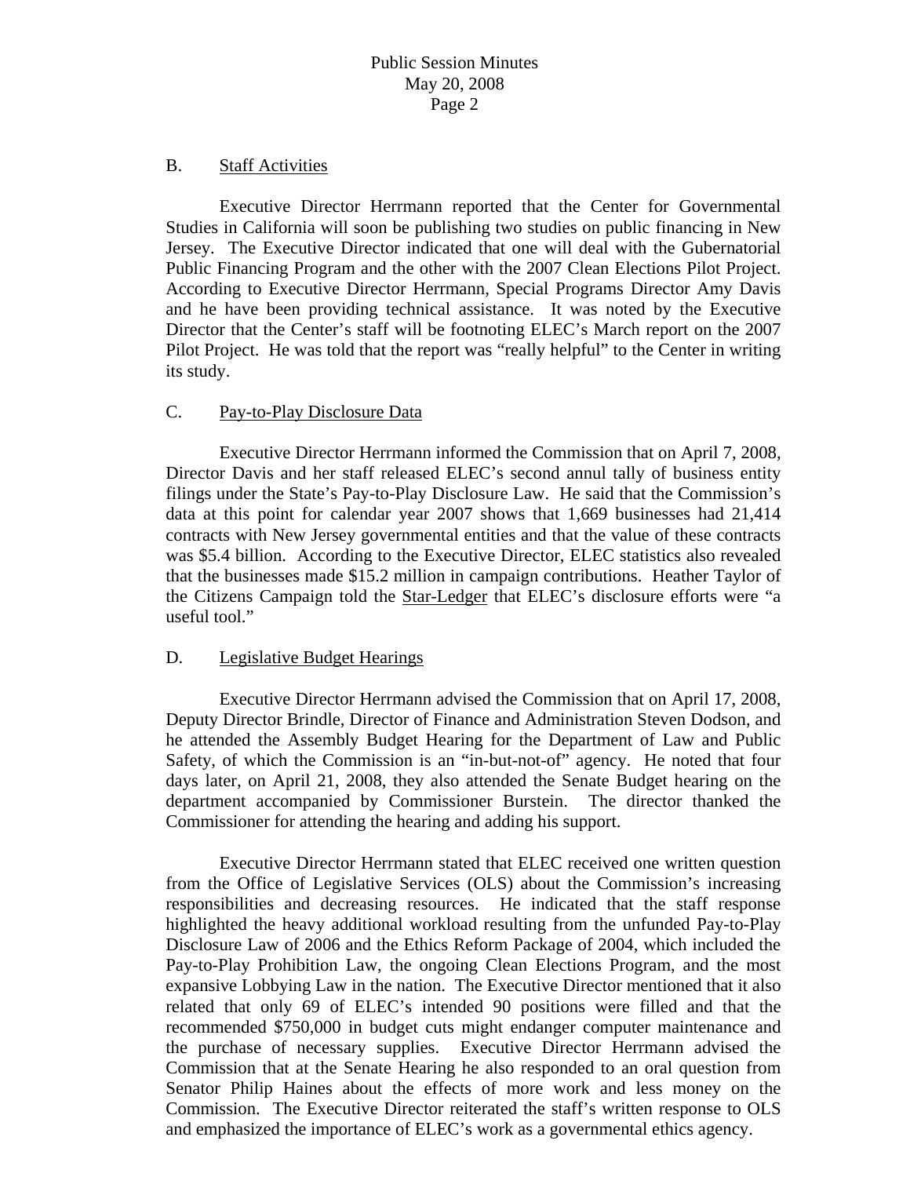## B. Staff Activities

Executive Director Herrmann reported that the Center for Governmental Studies in California will soon be publishing two studies on public financing in New Jersey. The Executive Director indicated that one will deal with the Gubernatorial Public Financing Program and the other with the 2007 Clean Elections Pilot Project. According to Executive Director Herrmann, Special Programs Director Amy Davis and he have been providing technical assistance. It was noted by the Executive Director that the Center's staff will be footnoting ELEC's March report on the 2007 Pilot Project. He was told that the report was "really helpful" to the Center in writing its study.

## C. Pay-to-Play Disclosure Data

Executive Director Herrmann informed the Commission that on April 7, 2008, Director Davis and her staff released ELEC's second annul tally of business entity filings under the State's Pay-to-Play Disclosure Law. He said that the Commission's data at this point for calendar year 2007 shows that 1,669 businesses had 21,414 contracts with New Jersey governmental entities and that the value of these contracts was $5.4 billion. According to the Executive Director, ELEC statistics also revealed that the businesses made $15.2 million in campaign contributions. Heather Taylor of the Citizens Campaign told the Star-Ledger that ELEC's disclosure efforts were "a useful tool."

## D. Legislative Budget Hearings

Executive Director Herrmann advised the Commission that on April 17, 2008, Deputy Director Brindle, Director of Finance and Administration Steven Dodson, and he attended the Assembly Budget Hearing for the Department of Law and Public Safety, of which the Commission is an "in-but-not-of" agency. He noted that four days later, on April 21, 2008, they also attended the Senate Budget hearing on the department accompanied by Commissioner Burstein. The director thanked the Commissioner for attending the hearing and adding his support.

Executive Director Herrmann stated that ELEC received one written question from the Office of Legislative Services (OLS) about the Commission's increasing responsibilities and decreasing resources. He indicated that the staff response highlighted the heavy additional workload resulting from the unfunded Pay-to-Play Disclosure Law of 2006 and the Ethics Reform Package of 2004, which included the Pay-to-Play Prohibition Law, the ongoing Clean Elections Program, and the most expansive Lobbying Law in the nation. The Executive Director mentioned that it also related that only 69 of ELEC's intended 90 positions were filled and that the recommended $750,000 in budget cuts might endanger computer maintenance and the purchase of necessary supplies. Executive Director Herrmann advised the Commission that at the Senate Hearing he also responded to an oral question from Senator Philip Haines about the effects of more work and less money on the Commission. The Executive Director reiterated the staff's written response to OLS and emphasized the importance of ELEC's work as a governmental ethics agency.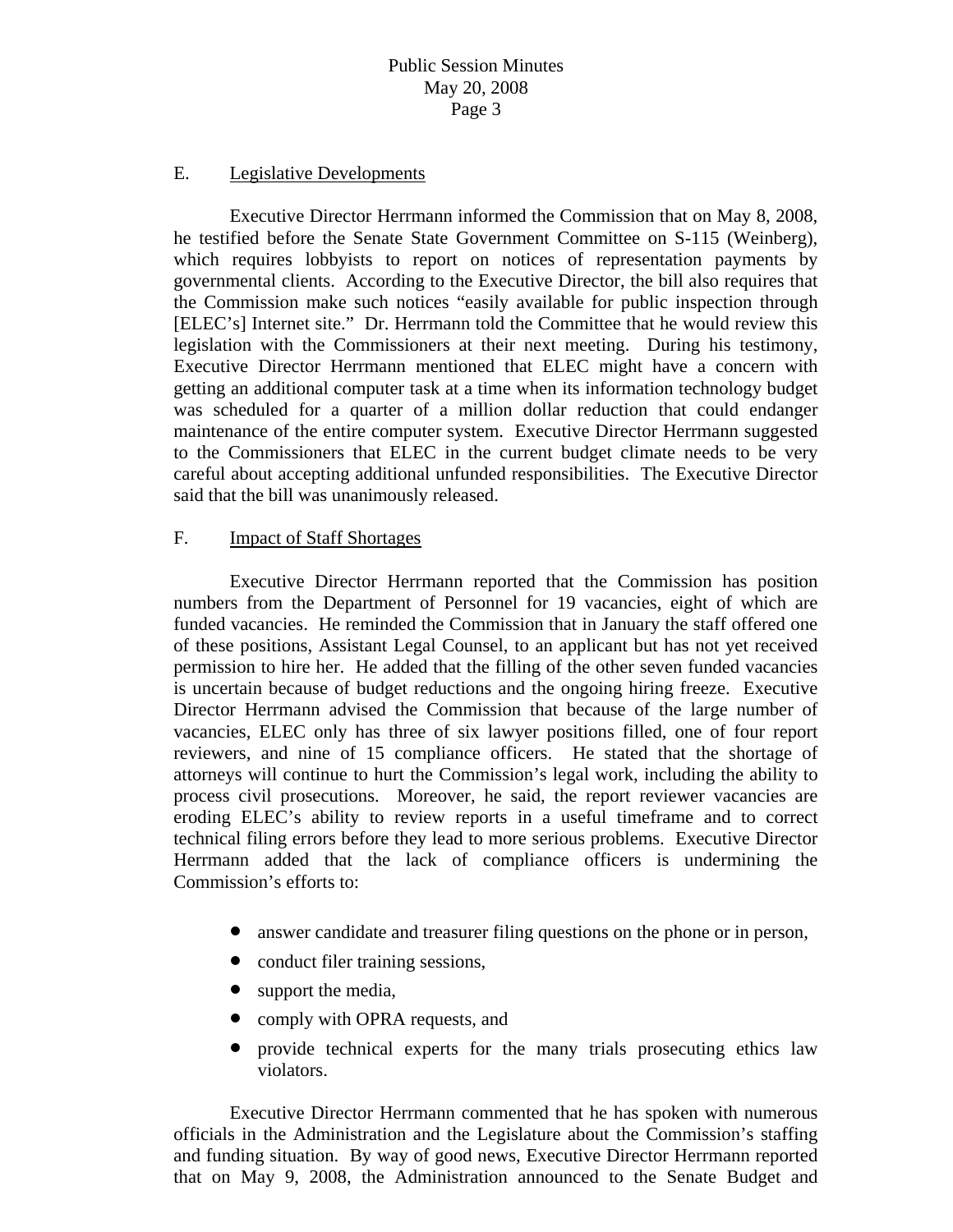## E. Legislative Developments

Executive Director Herrmann informed the Commission that on May 8, 2008, he testified before the Senate State Government Committee on S-115 (Weinberg), which requires lobbyists to report on notices of representation payments by governmental clients. According to the Executive Director, the bill also requires that the Commission make such notices "easily available for public inspection through [ELEC's] Internet site." Dr. Herrmann told the Committee that he would review this legislation with the Commissioners at their next meeting. During his testimony, Executive Director Herrmann mentioned that ELEC might have a concern with getting an additional computer task at a time when its information technology budget was scheduled for a quarter of a million dollar reduction that could endanger maintenance of the entire computer system. Executive Director Herrmann suggested to the Commissioners that ELEC in the current budget climate needs to be very careful about accepting additional unfunded responsibilities. The Executive Director said that the bill was unanimously released.

## F. Impact of Staff Shortages

Executive Director Herrmann reported that the Commission has position numbers from the Department of Personnel for 19 vacancies, eight of which are funded vacancies. He reminded the Commission that in January the staff offered one of these positions, Assistant Legal Counsel, to an applicant but has not yet received permission to hire her. He added that the filling of the other seven funded vacancies is uncertain because of budget reductions and the ongoing hiring freeze. Executive Director Herrmann advised the Commission that because of the large number of vacancies, ELEC only has three of six lawyer positions filled, one of four report reviewers, and nine of 15 compliance officers. He stated that the shortage of attorneys will continue to hurt the Commission's legal work, including the ability to process civil prosecutions. Moreover, he said, the report reviewer vacancies are eroding ELEC's ability to review reports in a useful timeframe and to correct technical filing errors before they lead to more serious problems. Executive Director Herrmann added that the lack of compliance officers is undermining the Commission's efforts to:

- answer candidate and treasurer filing questions on the phone or in person,
- conduct filer training sessions,
- support the media,
- comply with OPRA requests, and
- provide technical experts for the many trials prosecuting ethics law violators.

Executive Director Herrmann commented that he has spoken with numerous officials in the Administration and the Legislature about the Commission's staffing and funding situation. By way of good news, Executive Director Herrmann reported that on May 9, 2008, the Administration announced to the Senate Budget and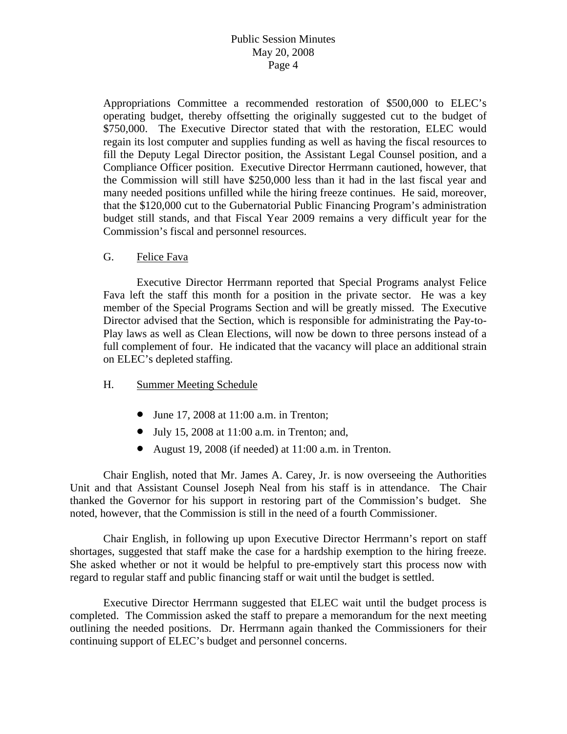Appropriations Committee a recommended restoration of $500,000 to ELEC's operating budget, thereby offsetting the originally suggested cut to the budget of $750,000. The Executive Director stated that with the restoration, ELEC would regain its lost computer and supplies funding as well as having the fiscal resources to fill the Deputy Legal Director position, the Assistant Legal Counsel position, and a Compliance Officer position. Executive Director Herrmann cautioned, however, that the Commission will still have $250,000 less than it had in the last fiscal year and many needed positions unfilled while the hiring freeze continues. He said, moreover, that the $120,000 cut to the Gubernatorial Public Financing Program's administration budget still stands, and that Fiscal Year 2009 remains a very difficult year for the Commission's fiscal and personnel resources.

G. Felice Fava

Executive Director Herrmann reported that Special Programs analyst Felice Fava left the staff this month for a position in the private sector. He was a key member of the Special Programs Section and will be greatly missed. The Executive Director advised that the Section, which is responsible for administrating the Pay-to-Play laws as well as Clean Elections, will now be down to three persons instead of a full complement of four. He indicated that the vacancy will place an additional strain on ELEC's depleted staffing.

H. Summer Meeting Schedule

- June 17, 2008 at 11:00 a.m. in Trenton;
- July 15, 2008 at 11:00 a.m. in Trenton; and,
- August 19, 2008 (if needed) at 11:00 a.m. in Trenton.

Chair English, noted that Mr. James A. Carey, Jr. is now overseeing the Authorities Unit and that Assistant Counsel Joseph Neal from his staff is in attendance. The Chair thanked the Governor for his support in restoring part of the Commission's budget. She noted, however, that the Commission is still in the need of a fourth Commissioner.

Chair English, in following up upon Executive Director Herrmann's report on staff shortages, suggested that staff make the case for a hardship exemption to the hiring freeze. She asked whether or not it would be helpful to pre-emptively start this process now with regard to regular staff and public financing staff or wait until the budget is settled.

Executive Director Herrmann suggested that ELEC wait until the budget process is completed. The Commission asked the staff to prepare a memorandum for the next meeting outlining the needed positions. Dr. Herrmann again thanked the Commissioners for their continuing support of ELEC's budget and personnel concerns.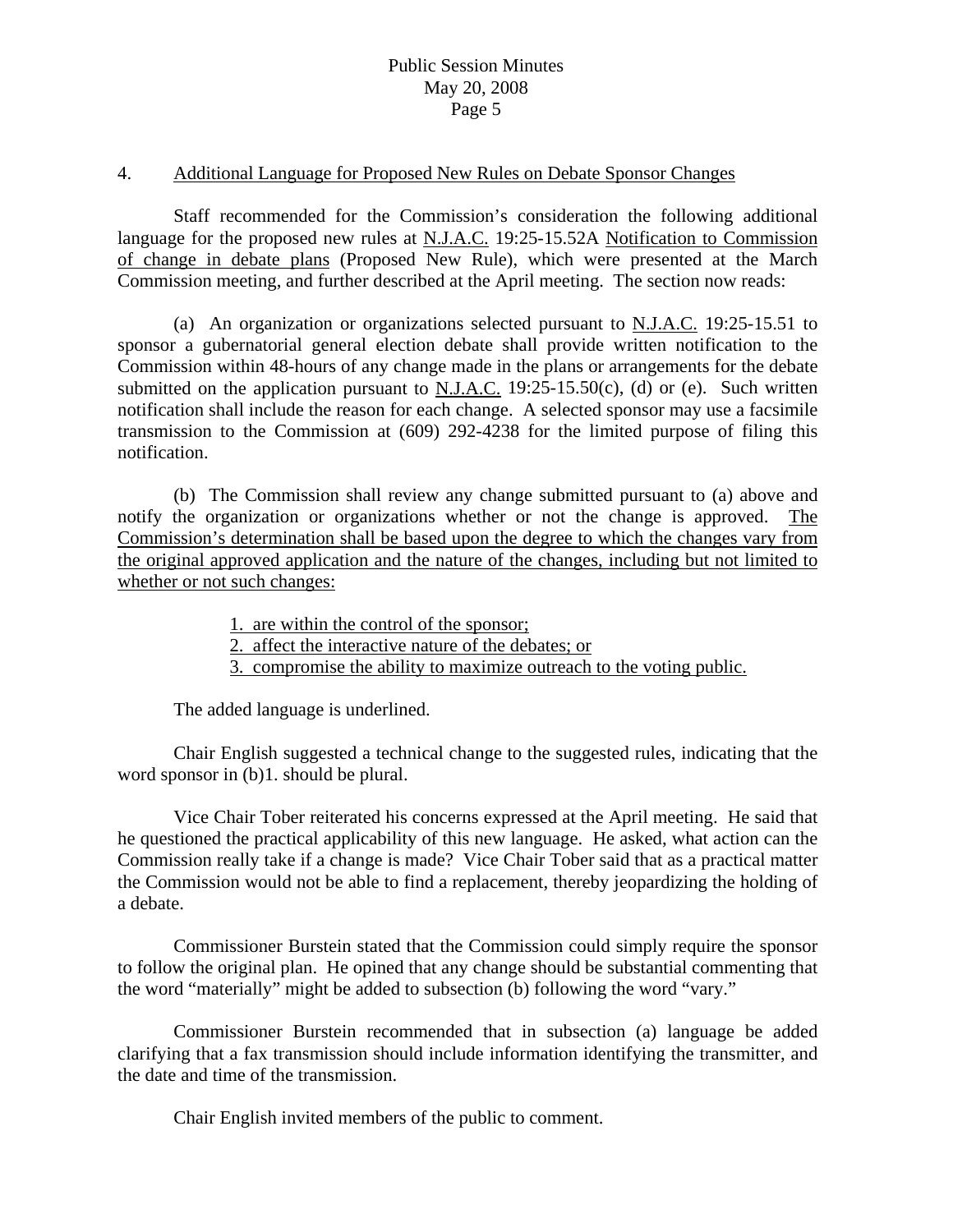4. Additional Language for Proposed New Rules on Debate Sponsor Changes

Staff recommended for the Commission's consideration the following additional language for the proposed new rules at N.J.A.C. 19:25-15.52A Notification to Commission of change in debate plans (Proposed New Rule), which were presented at the March Commission meeting, and further described at the April meeting. The section now reads:

(a) An organization or organizations selected pursuant to N.J.A.C. 19:25-15.51 to sponsor a gubernatorial general election debate shall provide written notification to the Commission within 48-hours of any change made in the plans or arrangements for the debate submitted on the application pursuant to N.J.A.C. 19:25-15.50(c), (d) or (e). Such written notification shall include the reason for each change. A selected sponsor may use a facsimile transmission to the Commission at (609) 292-4238 for the limited purpose of filing this notification.

(b) The Commission shall review any change submitted pursuant to (a) above and notify the organization or organizations whether or not the change is approved. <u>The Commission's determination shall be based upon the degree to which the changes vary from the original approved application and the nature of the changes, including but not limited to whether or not such changes:</u>

<u>1. are within the control of the sponsor;</u>
<u>2. affect the interactive nature of the debates; or</u>
<u>3. compromise the ability to maximize outreach to the voting public.</u>

The added language is underlined.

Chair English suggested a technical change to the suggested rules, indicating that the word sponsor in (b)1. should be plural.

Vice Chair Tober reiterated his concerns expressed at the April meeting. He said that he questioned the practical applicability of this new language. He asked, what action can the Commission really take if a change is made? Vice Chair Tober said that as a practical matter the Commission would not be able to find a replacement, thereby jeopardizing the holding of a debate.

Commissioner Burstein stated that the Commission could simply require the sponsor to follow the original plan. He opined that any change should be substantial commenting that the word "materially" might be added to subsection (b) following the word "vary."

Commissioner Burstein recommended that in subsection (a) language be added clarifying that a fax transmission should include information identifying the transmitter, and the date and time of the transmission.

Chair English invited members of the public to comment.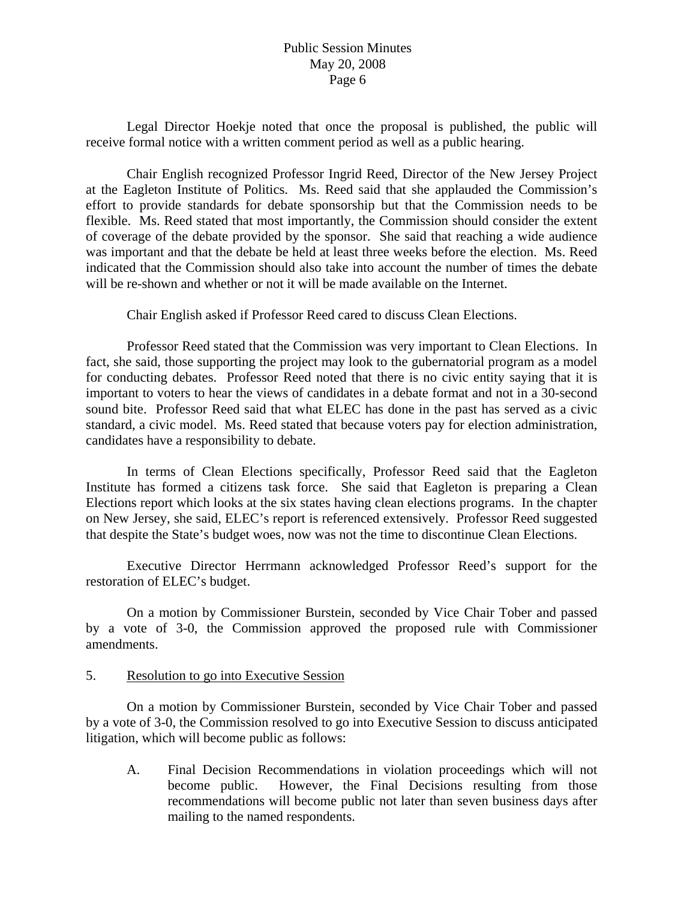Legal Director Hoekje noted that once the proposal is published, the public will receive formal notice with a written comment period as well as a public hearing.

Chair English recognized Professor Ingrid Reed, Director of the New Jersey Project at the Eagleton Institute of Politics. Ms. Reed said that she applauded the Commission's effort to provide standards for debate sponsorship but that the Commission needs to be flexible. Ms. Reed stated that most importantly, the Commission should consider the extent of coverage of the debate provided by the sponsor. She said that reaching a wide audience was important and that the debate be held at least three weeks before the election. Ms. Reed indicated that the Commission should also take into account the number of times the debate will be re-shown and whether or not it will be made available on the Internet.

Chair English asked if Professor Reed cared to discuss Clean Elections.

Professor Reed stated that the Commission was very important to Clean Elections. In fact, she said, those supporting the project may look to the gubernatorial program as a model for conducting debates. Professor Reed noted that there is no civic entity saying that it is important to voters to hear the views of candidates in a debate format and not in a 30-second sound bite. Professor Reed said that what ELEC has done in the past has served as a civic standard, a civic model. Ms. Reed stated that because voters pay for election administration, candidates have a responsibility to debate.

In terms of Clean Elections specifically, Professor Reed said that the Eagleton Institute has formed a citizens task force. She said that Eagleton is preparing a Clean Elections report which looks at the six states having clean elections programs. In the chapter on New Jersey, she said, ELEC's report is referenced extensively. Professor Reed suggested that despite the State's budget woes, now was not the time to discontinue Clean Elections.

Executive Director Herrmann acknowledged Professor Reed's support for the restoration of ELEC's budget.

On a motion by Commissioner Burstein, seconded by Vice Chair Tober and passed by a vote of 3-0, the Commission approved the proposed rule with Commissioner amendments.

5. <u>Resolution to go into Executive Session</u>

On a motion by Commissioner Burstein, seconded by Vice Chair Tober and passed by a vote of 3-0, the Commission resolved to go into Executive Session to discuss anticipated litigation, which will become public as follows:

A. Final Decision Recommendations in violation proceedings which will not become public. However, the Final Decisions resulting from those recommendations will become public not later than seven business days after mailing to the named respondents.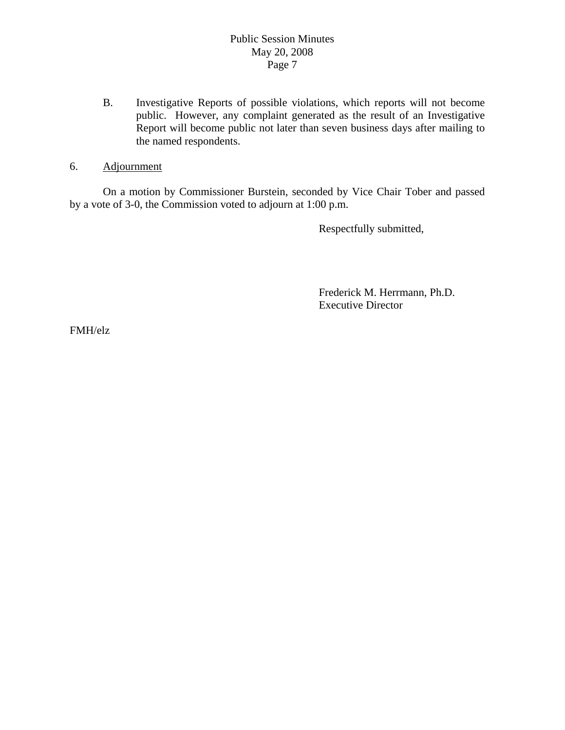B. Investigative Reports of possible violations, which reports will not become public. However, any complaint generated as the result of an Investigative Report will become public not later than seven business days after mailing to the named respondents.

6. Adjournment

On a motion by Commissioner Burstein, seconded by Vice Chair Tober and passed by a vote of 3-0, the Commission voted to adjourn at 1:00 p.m.

Respectfully submitted,

Frederick M. Herrmann, Ph.D.
Executive Director

FMH/elz